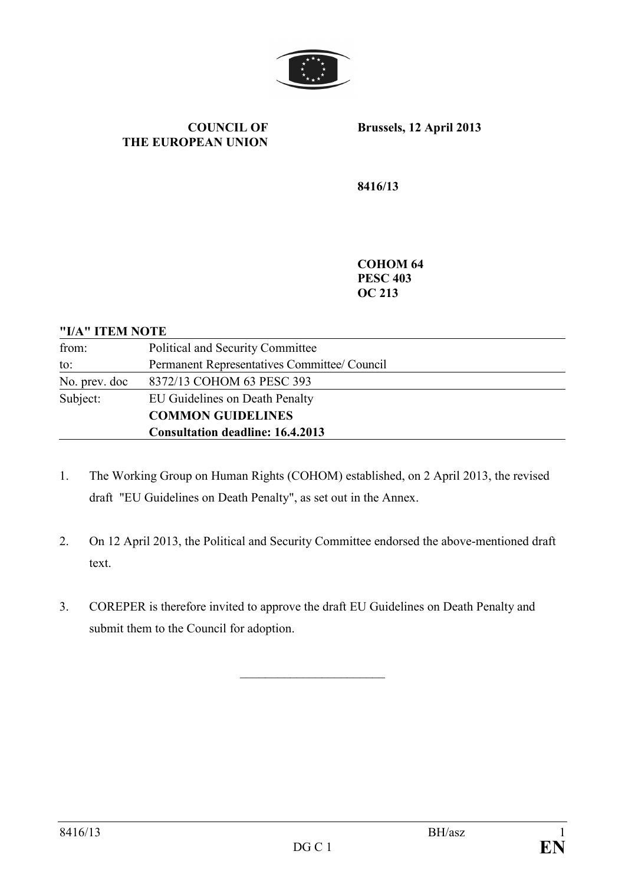**COUNCIL OF THE EUROPEAN UNION**

**Brussels, 12 April 2013**

**8416/13**

**COHOM 64**
**PESC 403**
**OC 213**

**"I/A" ITEM NOTE**

| | |
|---|---|
| from: | Political and Security Committee |
| to: | Permanent Representatives Committee/ Council |
| No. prev. doc | 8372/13 COHOM 63 PESC 393 |
| Subject: | EU Guidelines on Death Penalty<br>**COMMON GUIDELINES**<br>**Consultation deadline: 16.4.2013** |

1. The Working Group on Human Rights (COHOM) established, on 2 April 2013, the revised draft "EU Guidelines on Death Penalty", as set out in the Annex.

2. On 12 April 2013, the Political and Security Committee endorsed the above-mentioned draft text.

3. COREPER is therefore invited to approve the draft EU Guidelines on Death Penalty and submit them to the Council for adoption.

\_\_\_\_\_\_\_\_\_\_\_\_\_\_\_\_\_\_\_\_\_\_\_\_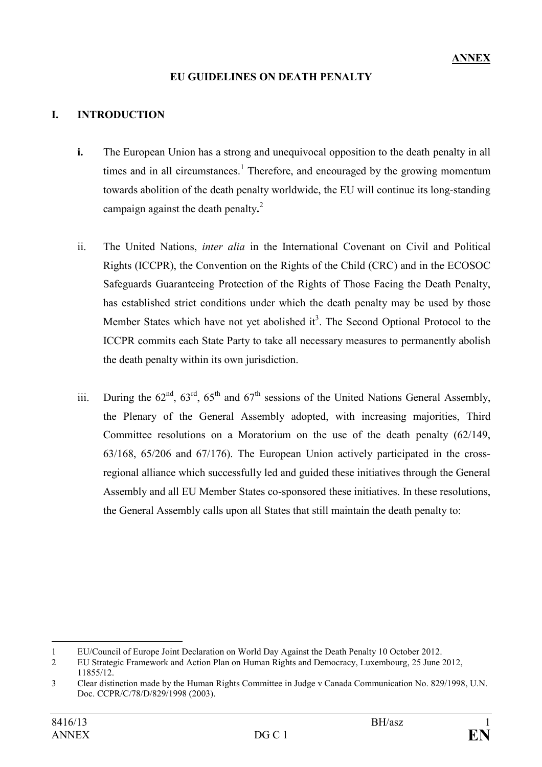**ANNEX**

## EU GUIDELINES ON DEATH PENALTY

## I. INTRODUCTION

**i.** The European Union has a strong and unequivocal opposition to the death penalty in all times and in all circumstances.[1] Therefore, and encouraged by the growing momentum towards abolition of the death penalty worldwide, the EU will continue its long-standing campaign against the death penalty**.**[2]

ii. The United Nations, *inter alia* in the International Covenant on Civil and Political Rights (ICCPR), the Convention on the Rights of the Child (CRC) and in the ECOSOC Safeguards Guaranteeing Protection of the Rights of Those Facing the Death Penalty, has established strict conditions under which the death penalty may be used by those Member States which have not yet abolished it[3]. The Second Optional Protocol to the ICCPR commits each State Party to take all necessary measures to permanently abolish the death penalty within its own jurisdiction.

iii. During the 62nd, 63rd, 65th and 67th sessions of the United Nations General Assembly, the Plenary of the General Assembly adopted, with increasing majorities, Third Committee resolutions on a Moratorium on the use of the death penalty (62/149, 63/168, 65/206 and 67/176). The European Union actively participated in the cross-regional alliance which successfully led and guided these initiatives through the General Assembly and all EU Member States co-sponsored these initiatives. In these resolutions, the General Assembly calls upon all States that still maintain the death penalty to:

---

1 EU/Council of Europe Joint Declaration on World Day Against the Death Penalty 10 October 2012.

2 EU Strategic Framework and Action Plan on Human Rights and Democracy, Luxembourg, 25 June 2012, 11855/12.

3 Clear distinction made by the Human Rights Committee in Judge v Canada Communication No. 829/1998, U.N. Doc. CCPR/C/78/D/829/1998 (2003).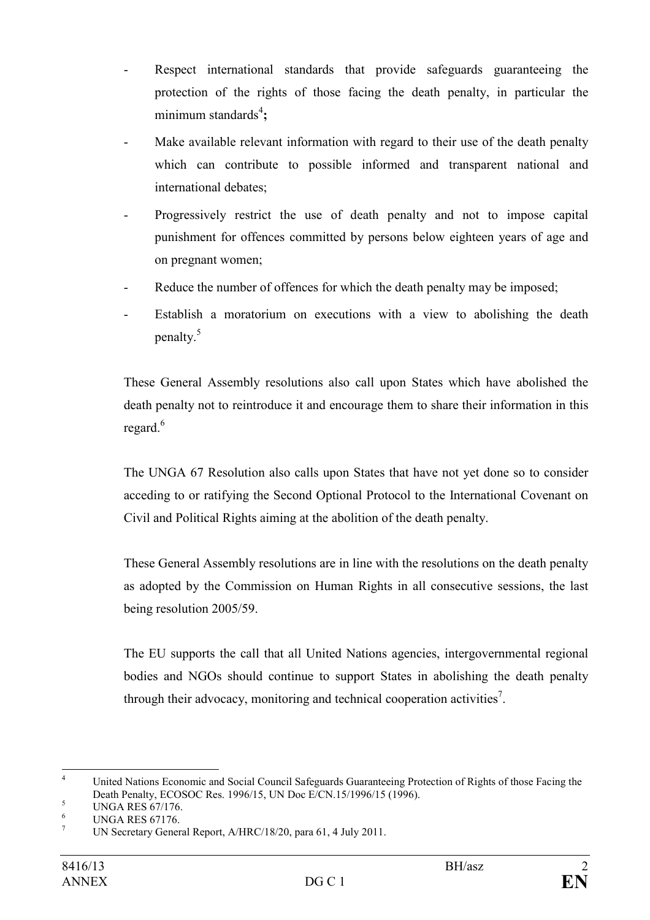- Respect international standards that provide safeguards guaranteeing the protection of the rights of those facing the death penalty, in particular the minimum standards[4]**;**
- Make available relevant information with regard to their use of the death penalty which can contribute to possible informed and transparent national and international debates;
- Progressively restrict the use of death penalty and not to impose capital punishment for offences committed by persons below eighteen years of age and on pregnant women;
- Reduce the number of offences for which the death penalty may be imposed;
- Establish a moratorium on executions with a view to abolishing the death penalty.[5]

These General Assembly resolutions also call upon States which have abolished the death penalty not to reintroduce it and encourage them to share their information in this regard.[6]

The UNGA 67 Resolution also calls upon States that have not yet done so to consider acceding to or ratifying the Second Optional Protocol to the International Covenant on Civil and Political Rights aiming at the abolition of the death penalty.

These General Assembly resolutions are in line with the resolutions on the death penalty as adopted by the Commission on Human Rights in all consecutive sessions, the last being resolution 2005/59.

The EU supports the call that all United Nations agencies, intergovernmental regional bodies and NGOs should continue to support States in abolishing the death penalty through their advocacy, monitoring and technical cooperation activities[7].

---

[4] United Nations Economic and Social Council Safeguards Guaranteeing Protection of Rights of those Facing the Death Penalty, ECOSOC Res. 1996/15, UN Doc E/CN.15/1996/15 (1996).

[5] UNGA RES 67/176.

[6] UNGA RES 67176.

[7] UN Secretary General Report, A/HRC/18/20, para 61, 4 July 2011.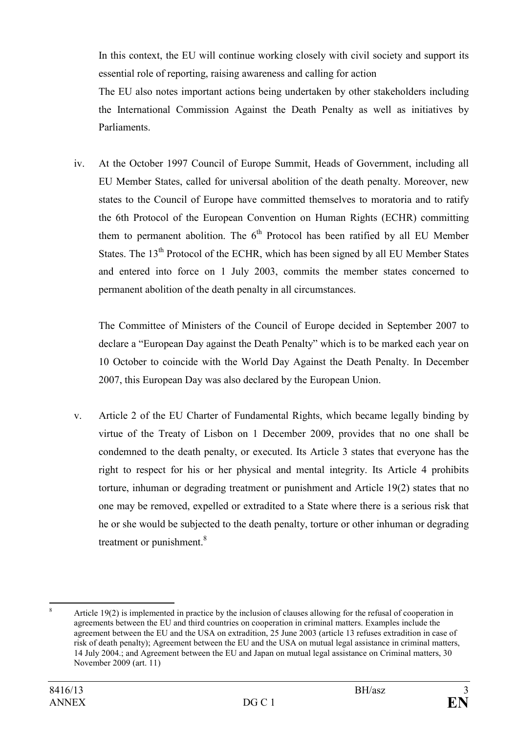In this context, the EU will continue working closely with civil society and support its essential role of reporting, raising awareness and calling for action

The EU also notes important actions being undertaken by other stakeholders including the International Commission Against the Death Penalty as well as initiatives by Parliaments.

iv. At the October 1997 Council of Europe Summit, Heads of Government, including all EU Member States, called for universal abolition of the death penalty. Moreover, new states to the Council of Europe have committed themselves to moratoria and to ratify the 6th Protocol of the European Convention on Human Rights (ECHR) committing them to permanent abolition. The 6th Protocol has been ratified by all EU Member States. The 13th Protocol of the ECHR, which has been signed by all EU Member States and entered into force on 1 July 2003, commits the member states concerned to permanent abolition of the death penalty in all circumstances.

The Committee of Ministers of the Council of Europe decided in September 2007 to declare a "European Day against the Death Penalty" which is to be marked each year on 10 October to coincide with the World Day Against the Death Penalty. In December 2007, this European Day was also declared by the European Union.

v. Article 2 of the EU Charter of Fundamental Rights, which became legally binding by virtue of the Treaty of Lisbon on 1 December 2009, provides that no one shall be condemned to the death penalty, or executed. Its Article 3 states that everyone has the right to respect for his or her physical and mental integrity. Its Article 4 prohibits torture, inhuman or degrading treatment or punishment and Article 19(2) states that no one may be removed, expelled or extradited to a State where there is a serious risk that he or she would be subjected to the death penalty, torture or other inhuman or degrading treatment or punishment.[8]

[8] Article 19(2) is implemented in practice by the inclusion of clauses allowing for the refusal of cooperation in agreements between the EU and third countries on cooperation in criminal matters. Examples include the agreement between the EU and the USA on extradition, 25 June 2003 (article 13 refuses extradition in case of risk of death penalty); Agreement between the EU and the USA on mutual legal assistance in criminal matters, 14 July 2004.; and Agreement between the EU and Japan on mutual legal assistance on Criminal matters, 30 November 2009 (art. 11)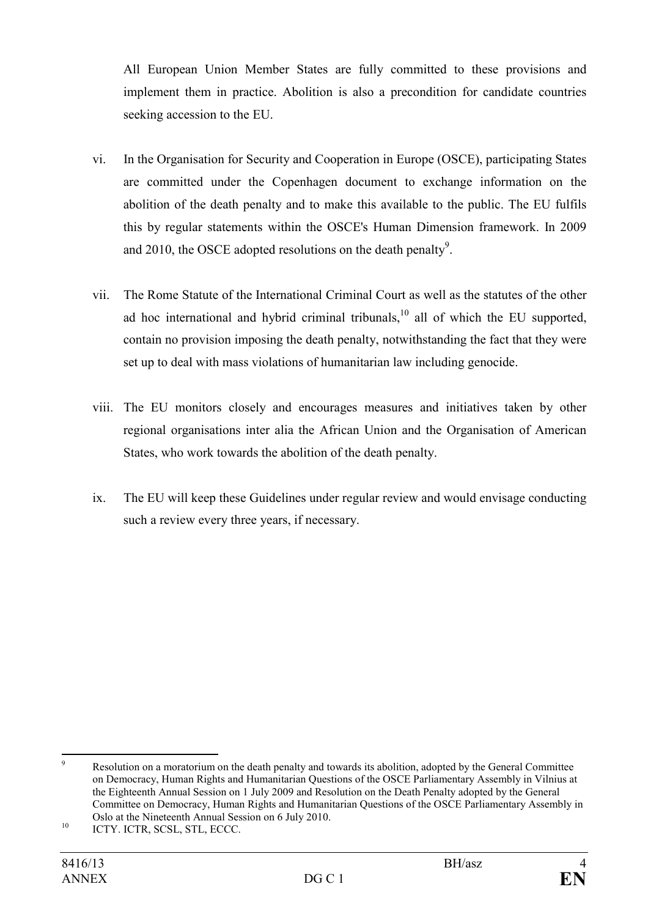All European Union Member States are fully committed to these provisions and implement them in practice. Abolition is also a precondition for candidate countries seeking accession to the EU.

vi. In the Organisation for Security and Cooperation in Europe (OSCE), participating States are committed under the Copenhagen document to exchange information on the abolition of the death penalty and to make this available to the public. The EU fulfils this by regular statements within the OSCE's Human Dimension framework. In 2009 and 2010, the OSCE adopted resolutions on the death penalty[9].

vii. The Rome Statute of the International Criminal Court as well as the statutes of the other ad hoc international and hybrid criminal tribunals,[10] all of which the EU supported, contain no provision imposing the death penalty, notwithstanding the fact that they were set up to deal with mass violations of humanitarian law including genocide.

viii. The EU monitors closely and encourages measures and initiatives taken by other regional organisations inter alia the African Union and the Organisation of American States, who work towards the abolition of the death penalty.

ix. The EU will keep these Guidelines under regular review and would envisage conducting such a review every three years, if necessary.

---

[9] Resolution on a moratorium on the death penalty and towards its abolition, adopted by the General Committee on Democracy, Human Rights and Humanitarian Questions of the OSCE Parliamentary Assembly in Vilnius at the Eighteenth Annual Session on 1 July 2009 and Resolution on the Death Penalty adopted by the General Committee on Democracy, Human Rights and Humanitarian Questions of the OSCE Parliamentary Assembly in Oslo at the Nineteenth Annual Session on 6 July 2010.

[10] ICTY. ICTR, SCSL, STL, ECCC.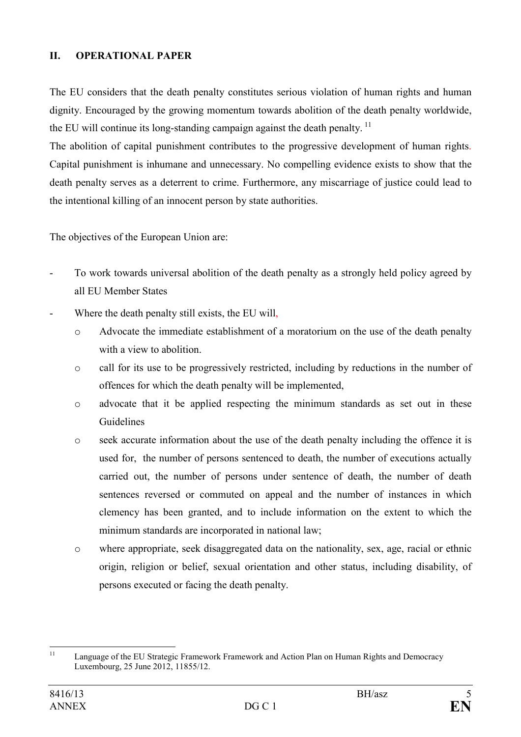## II. OPERATIONAL PAPER

The EU considers that the death penalty constitutes serious violation of human rights and human dignity. Encouraged by the growing momentum towards abolition of the death penalty worldwide, the EU will continue its long-standing campaign against the death penalty. [11]

The abolition of capital punishment contributes to the progressive development of human rights. Capital punishment is inhumane and unnecessary. No compelling evidence exists to show that the death penalty serves as a deterrent to crime. Furthermore, any miscarriage of justice could lead to the intentional killing of an innocent person by state authorities.

The objectives of the European Union are:

- To work towards universal abolition of the death penalty as a strongly held policy agreed by all EU Member States
- Where the death penalty still exists, the EU will,
  - Advocate the immediate establishment of a moratorium on the use of the death penalty with a view to abolition.
  - call for its use to be progressively restricted, including by reductions in the number of offences for which the death penalty will be implemented,
  - advocate that it be applied respecting the minimum standards as set out in these Guidelines
  - seek accurate information about the use of the death penalty including the offence it is used for, the number of persons sentenced to death, the number of executions actually carried out, the number of persons under sentence of death, the number of death sentences reversed or commuted on appeal and the number of instances in which clemency has been granted, and to include information on the extent to which the minimum standards are incorporated in national law;
  - where appropriate, seek disaggregated data on the nationality, sex, age, racial or ethnic origin, religion or belief, sexual orientation and other status, including disability, of persons executed or facing the death penalty.

[11] Language of the EU Strategic Framework Framework and Action Plan on Human Rights and Democracy Luxembourg, 25 June 2012, 11855/12.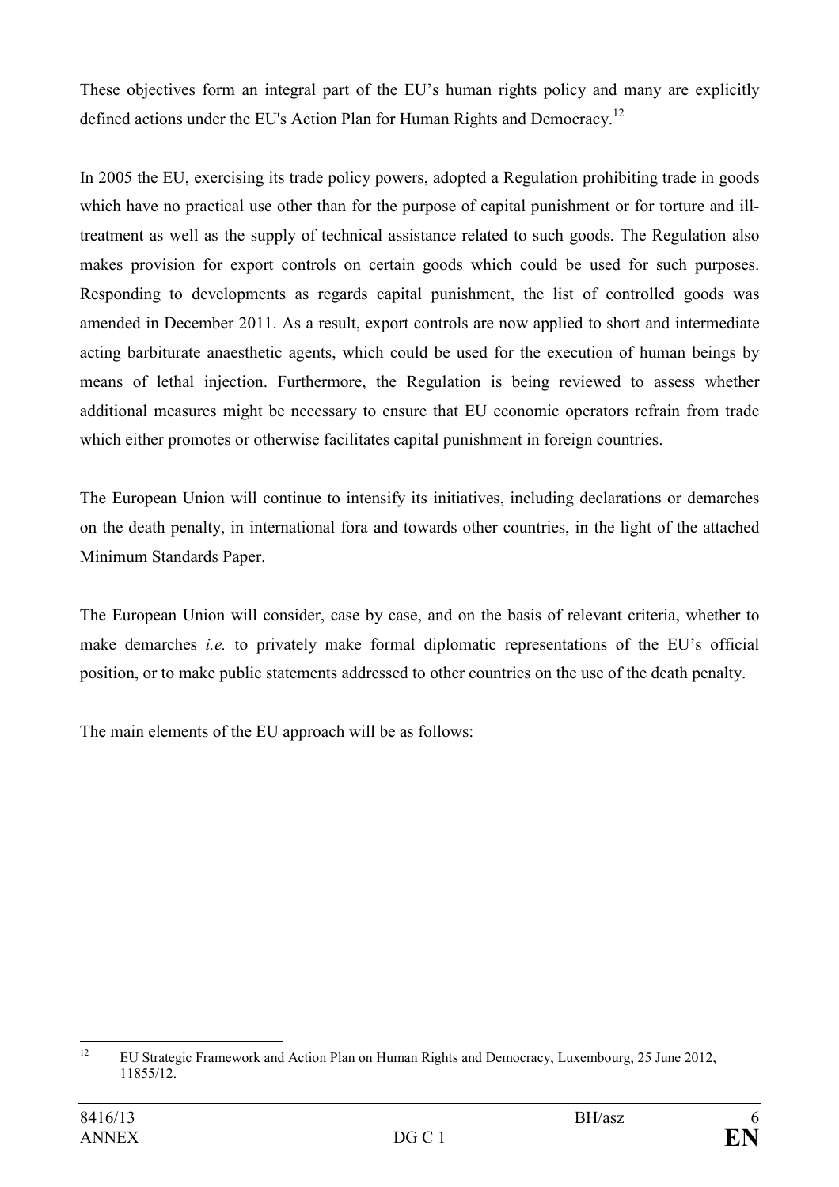These objectives form an integral part of the EU's human rights policy and many are explicitly defined actions under the EU's Action Plan for Human Rights and Democracy.[12]

In 2005 the EU, exercising its trade policy powers, adopted a Regulation prohibiting trade in goods which have no practical use other than for the purpose of capital punishment or for torture and ill-treatment as well as the supply of technical assistance related to such goods. The Regulation also makes provision for export controls on certain goods which could be used for such purposes. Responding to developments as regards capital punishment, the list of controlled goods was amended in December 2011. As a result, export controls are now applied to short and intermediate acting barbiturate anaesthetic agents, which could be used for the execution of human beings by means of lethal injection. Furthermore, the Regulation is being reviewed to assess whether additional measures might be necessary to ensure that EU economic operators refrain from trade which either promotes or otherwise facilitates capital punishment in foreign countries.

The European Union will continue to intensify its initiatives, including declarations or demarches on the death penalty, in international fora and towards other countries, in the light of the attached Minimum Standards Paper.

The European Union will consider, case by case, and on the basis of relevant criteria, whether to make demarches *i.e.* to privately make formal diplomatic representations of the EU's official position, or to make public statements addressed to other countries on the use of the death penalty.

The main elements of the EU approach will be as follows:

[12] EU Strategic Framework and Action Plan on Human Rights and Democracy, Luxembourg, 25 June 2012, 11855/12.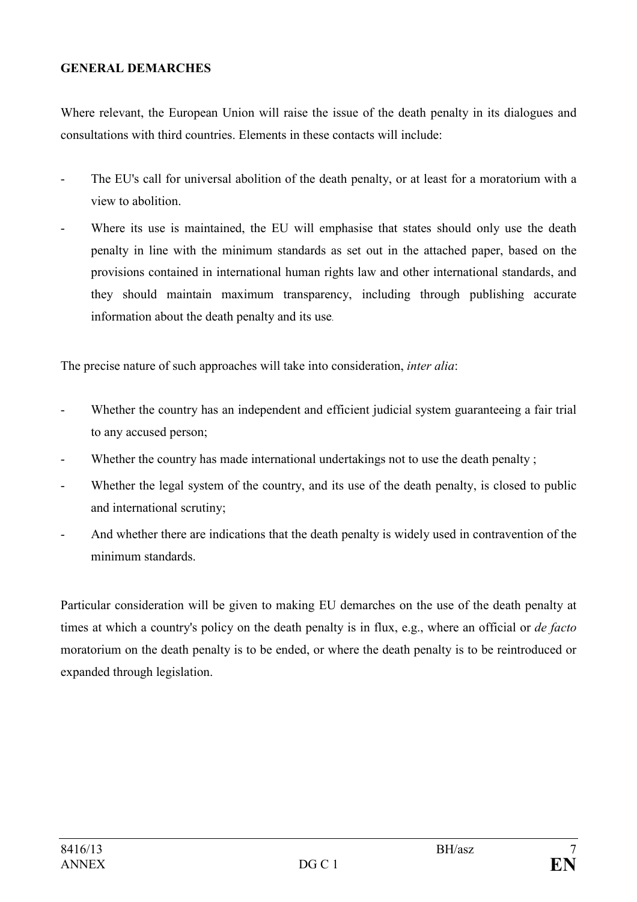## GENERAL DEMARCHES

Where relevant, the European Union will raise the issue of the death penalty in its dialogues and consultations with third countries. Elements in these contacts will include:

- The EU's call for universal abolition of the death penalty, or at least for a moratorium with a view to abolition.
- Where its use is maintained, the EU will emphasise that states should only use the death penalty in line with the minimum standards as set out in the attached paper, based on the provisions contained in international human rights law and other international standards, and they should maintain maximum transparency, including through publishing accurate information about the death penalty and its use.

The precise nature of such approaches will take into consideration, *inter alia*:

- Whether the country has an independent and efficient judicial system guaranteeing a fair trial to any accused person;
- Whether the country has made international undertakings not to use the death penalty ;
- Whether the legal system of the country, and its use of the death penalty, is closed to public and international scrutiny;
- And whether there are indications that the death penalty is widely used in contravention of the minimum standards.

Particular consideration will be given to making EU demarches on the use of the death penalty at times at which a country's policy on the death penalty is in flux, e.g., where an official or *de facto* moratorium on the death penalty is to be ended, or where the death penalty is to be reintroduced or expanded through legislation.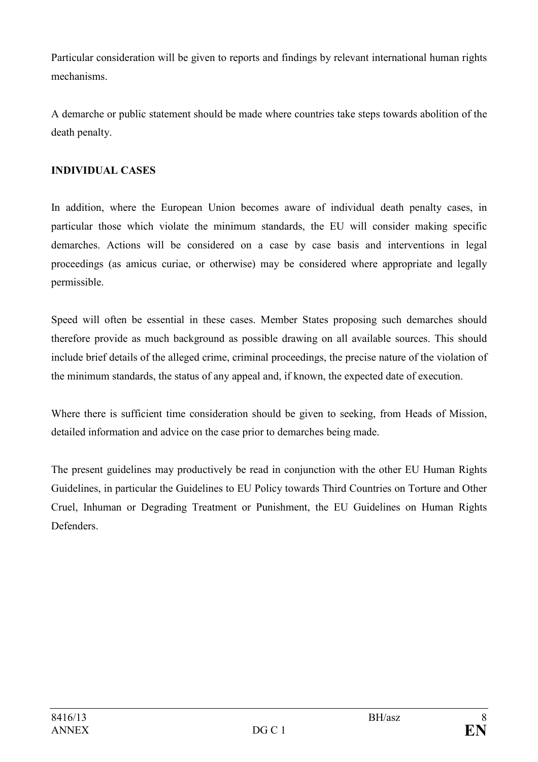Particular consideration will be given to reports and findings by relevant international human rights mechanisms.

A demarche or public statement should be made where countries take steps towards abolition of the death penalty.

**INDIVIDUAL CASES**

In addition, where the European Union becomes aware of individual death penalty cases, in particular those which violate the minimum standards, the EU will consider making specific demarches. Actions will be considered on a case by case basis and interventions in legal proceedings (as amicus curiae, or otherwise) may be considered where appropriate and legally permissible.

Speed will often be essential in these cases. Member States proposing such demarches should therefore provide as much background as possible drawing on all available sources. This should include brief details of the alleged crime, criminal proceedings, the precise nature of the violation of the minimum standards, the status of any appeal and, if known, the expected date of execution.

Where there is sufficient time consideration should be given to seeking, from Heads of Mission, detailed information and advice on the case prior to demarches being made.

The present guidelines may productively be read in conjunction with the other EU Human Rights Guidelines, in particular the Guidelines to EU Policy towards Third Countries on Torture and Other Cruel, Inhuman or Degrading Treatment or Punishment, the EU Guidelines on Human Rights Defenders.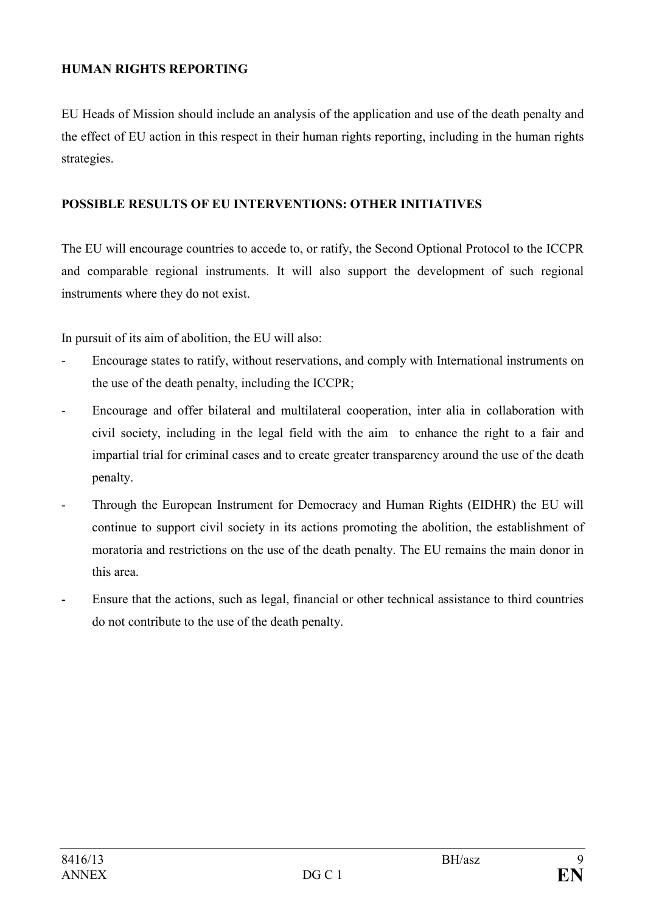## HUMAN RIGHTS REPORTING

EU Heads of Mission should include an analysis of the application and use of the death penalty and the effect of EU action in this respect in their human rights reporting, including in the human rights strategies.

## POSSIBLE RESULTS OF EU INTERVENTIONS: OTHER INITIATIVES

The EU will encourage countries to accede to, or ratify, the Second Optional Protocol to the ICCPR and comparable regional instruments. It will also support the development of such regional instruments where they do not exist.

In pursuit of its aim of abolition, the EU will also:

- Encourage states to ratify, without reservations, and comply with International instruments on the use of the death penalty, including the ICCPR;
- Encourage and offer bilateral and multilateral cooperation, inter alia in collaboration with civil society, including in the legal field with the aim to enhance the right to a fair and impartial trial for criminal cases and to create greater transparency around the use of the death penalty.
- Through the European Instrument for Democracy and Human Rights (EIDHR) the EU will continue to support civil society in its actions promoting the abolition, the establishment of moratoria and restrictions on the use of the death penalty. The EU remains the main donor in this area.
- Ensure that the actions, such as legal, financial or other technical assistance to third countries do not contribute to the use of the death penalty.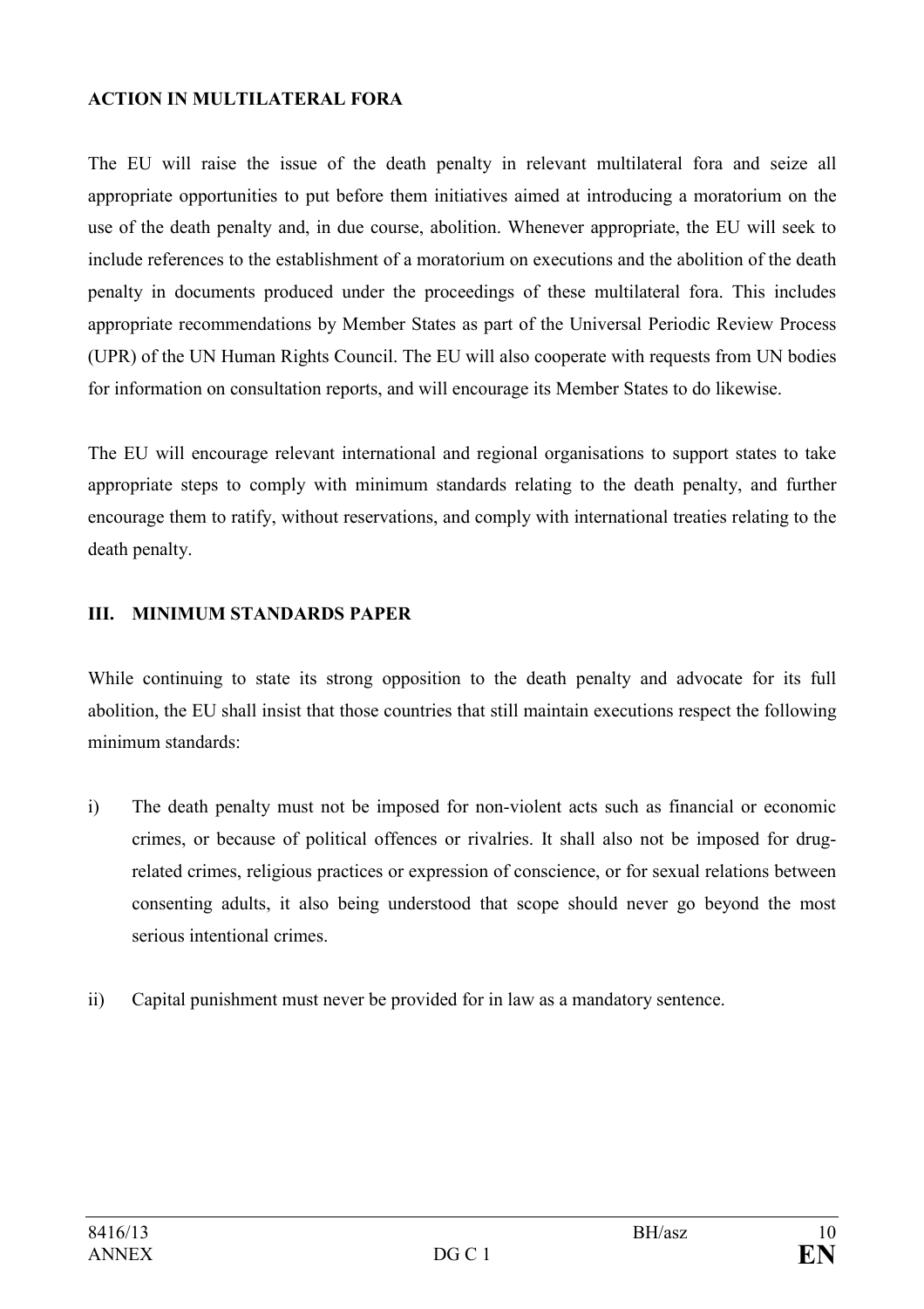**ACTION IN MULTILATERAL FORA**

The EU will raise the issue of the death penalty in relevant multilateral fora and seize all appropriate opportunities to put before them initiatives aimed at introducing a moratorium on the use of the death penalty and, in due course, abolition. Whenever appropriate, the EU will seek to include references to the establishment of a moratorium on executions and the abolition of the death penalty in documents produced under the proceedings of these multilateral fora. This includes appropriate recommendations by Member States as part of the Universal Periodic Review Process (UPR) of the UN Human Rights Council. The EU will also cooperate with requests from UN bodies for information on consultation reports, and will encourage its Member States to do likewise.

The EU will encourage relevant international and regional organisations to support states to take appropriate steps to comply with minimum standards relating to the death penalty, and further encourage them to ratify, without reservations, and comply with international treaties relating to the death penalty.

## III. MINIMUM STANDARDS PAPER

While continuing to state its strong opposition to the death penalty and advocate for its full abolition, the EU shall insist that those countries that still maintain executions respect the following minimum standards:

i) The death penalty must not be imposed for non-violent acts such as financial or economic crimes, or because of political offences or rivalries. It shall also not be imposed for drug-related crimes, religious practices or expression of conscience, or for sexual relations between consenting adults, it also being understood that scope should never go beyond the most serious intentional crimes.

ii) Capital punishment must never be provided for in law as a mandatory sentence.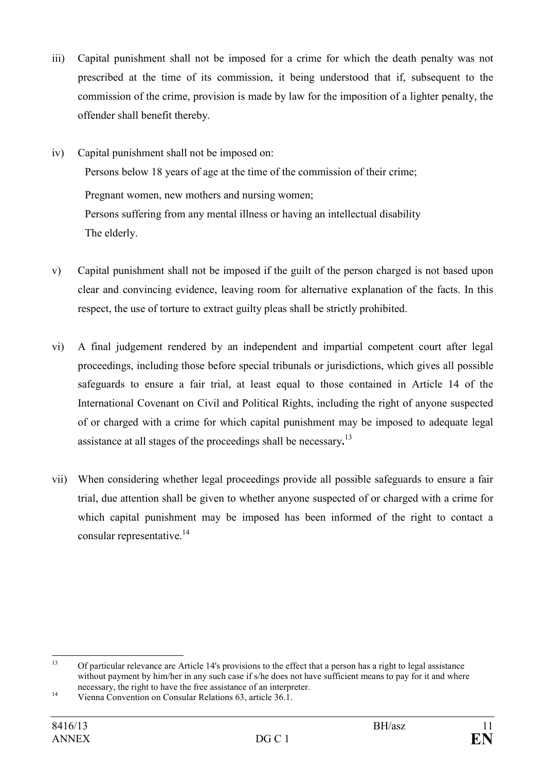iii) Capital punishment shall not be imposed for a crime for which the death penalty was not prescribed at the time of its commission, it being understood that if, subsequent to the commission of the crime, provision is made by law for the imposition of a lighter penalty, the offender shall benefit thereby.

iv) Capital punishment shall not be imposed on:

Persons below 18 years of age at the time of the commission of their crime;

Pregnant women, new mothers and nursing women;

Persons suffering from any mental illness or having an intellectual disability

The elderly.

v) Capital punishment shall not be imposed if the guilt of the person charged is not based upon clear and convincing evidence, leaving room for alternative explanation of the facts. In this respect, the use of torture to extract guilty pleas shall be strictly prohibited.

vi) A final judgement rendered by an independent and impartial competent court after legal proceedings, including those before special tribunals or jurisdictions, which gives all possible safeguards to ensure a fair trial, at least equal to those contained in Article 14 of the International Covenant on Civil and Political Rights, including the right of anyone suspected of or charged with a crime for which capital punishment may be imposed to adequate legal assistance at all stages of the proceedings shall be necessary**.**[13]

vii) When considering whether legal proceedings provide all possible safeguards to ensure a fair trial, due attention shall be given to whether anyone suspected of or charged with a crime for which capital punishment may be imposed has been informed of the right to contact a consular representative.[14]

---

[13] Of particular relevance are Article 14's provisions to the effect that a person has a right to legal assistance without payment by him/her in any such case if s/he does not have sufficient means to pay for it and where necessary, the right to have the free assistance of an interpreter.

[14] Vienna Convention on Consular Relations 63, article 36.1.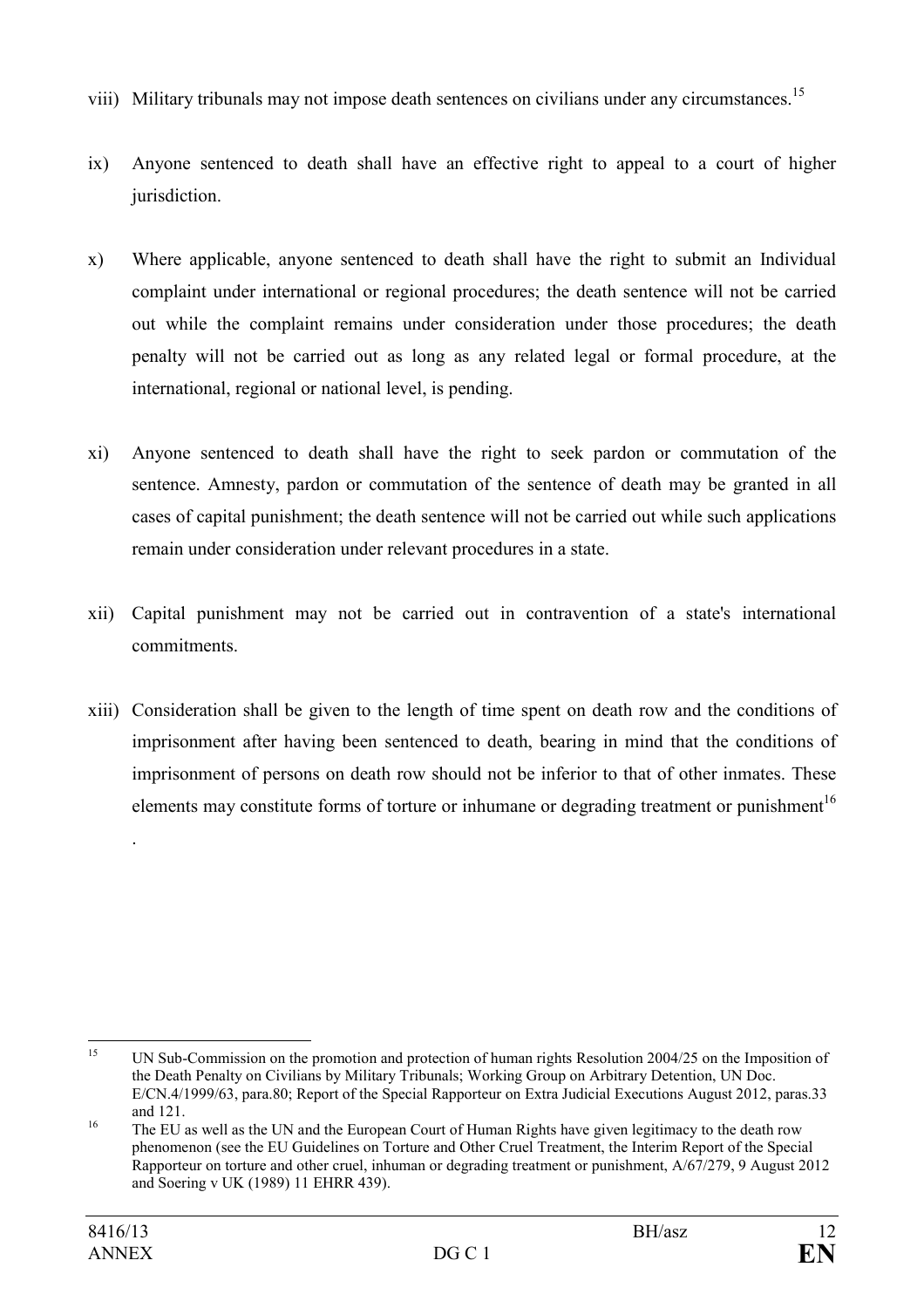viii) Military tribunals may not impose death sentences on civilians under any circumstances.[15]

ix) Anyone sentenced to death shall have an effective right to appeal to a court of higher jurisdiction.

x) Where applicable, anyone sentenced to death shall have the right to submit an Individual complaint under international or regional procedures; the death sentence will not be carried out while the complaint remains under consideration under those procedures; the death penalty will not be carried out as long as any related legal or formal procedure, at the international, regional or national level, is pending.

xi) Anyone sentenced to death shall have the right to seek pardon or commutation of the sentence. Amnesty, pardon or commutation of the sentence of death may be granted in all cases of capital punishment; the death sentence will not be carried out while such applications remain under consideration under relevant procedures in a state.

xii) Capital punishment may not be carried out in contravention of a state's international commitments.

xiii) Consideration shall be given to the length of time spent on death row and the conditions of imprisonment after having been sentenced to death, bearing in mind that the conditions of imprisonment of persons on death row should not be inferior to that of other inmates. These elements may constitute forms of torture or inhumane or degrading treatment or punishment[16]
.

---

[15] UN Sub-Commission on the promotion and protection of human rights Resolution 2004/25 on the Imposition of the Death Penalty on Civilians by Military Tribunals; Working Group on Arbitrary Detention, UN Doc. E/CN.4/1999/63, para.80; Report of the Special Rapporteur on Extra Judicial Executions August 2012, paras.33 and 121.

[16] The EU as well as the UN and the European Court of Human Rights have given legitimacy to the death row phenomenon (see the EU Guidelines on Torture and Other Cruel Treatment, the Interim Report of the Special Rapporteur on torture and other cruel, inhuman or degrading treatment or punishment, A/67/279, 9 August 2012 and Soering v UK (1989) 11 EHRR 439).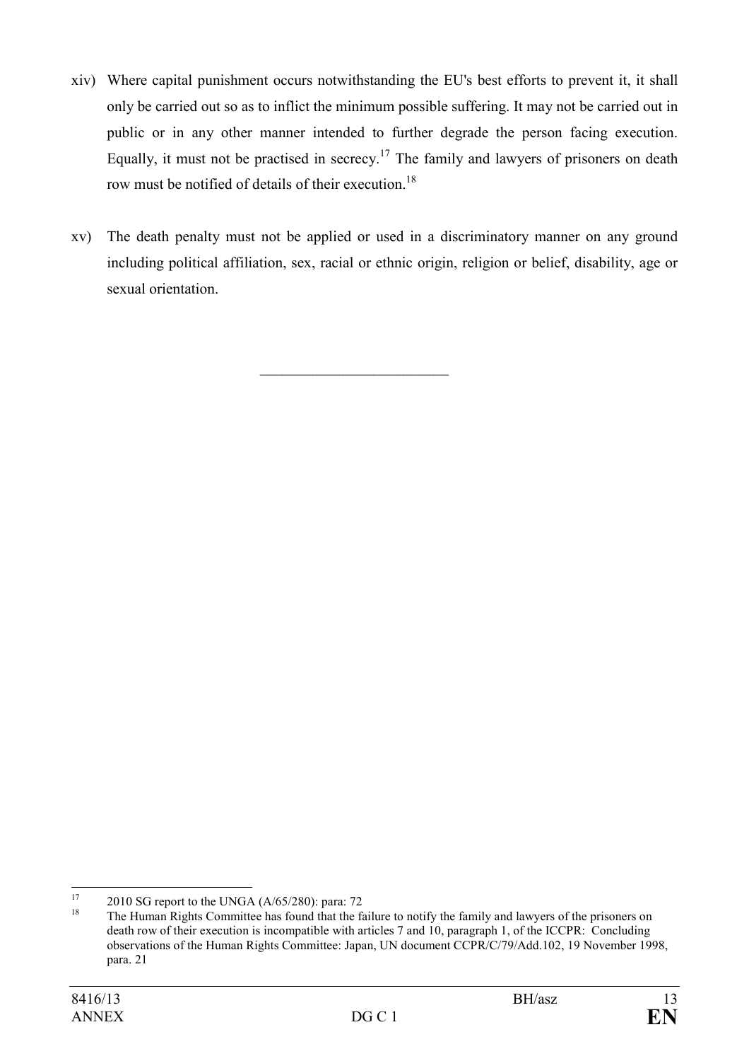xiv) Where capital punishment occurs notwithstanding the EU's best efforts to prevent it, it shall only be carried out so as to inflict the minimum possible suffering. It may not be carried out in public or in any other manner intended to further degrade the person facing execution. Equally, it must not be practised in secrecy.[17] The family and lawyers of prisoners on death row must be notified of details of their execution.[18]

xv) The death penalty must not be applied or used in a discriminatory manner on any ground including political affiliation, sex, racial or ethnic origin, religion or belief, disability, age or sexual orientation.

---

[17] 2010 SG report to the UNGA (A/65/280): para: 72

[18] The Human Rights Committee has found that the failure to notify the family and lawyers of the prisoners on death row of their execution is incompatible with articles 7 and 10, paragraph 1, of the ICCPR: Concluding observations of the Human Rights Committee: Japan, UN document CCPR/C/79/Add.102, 19 November 1998, para. 21